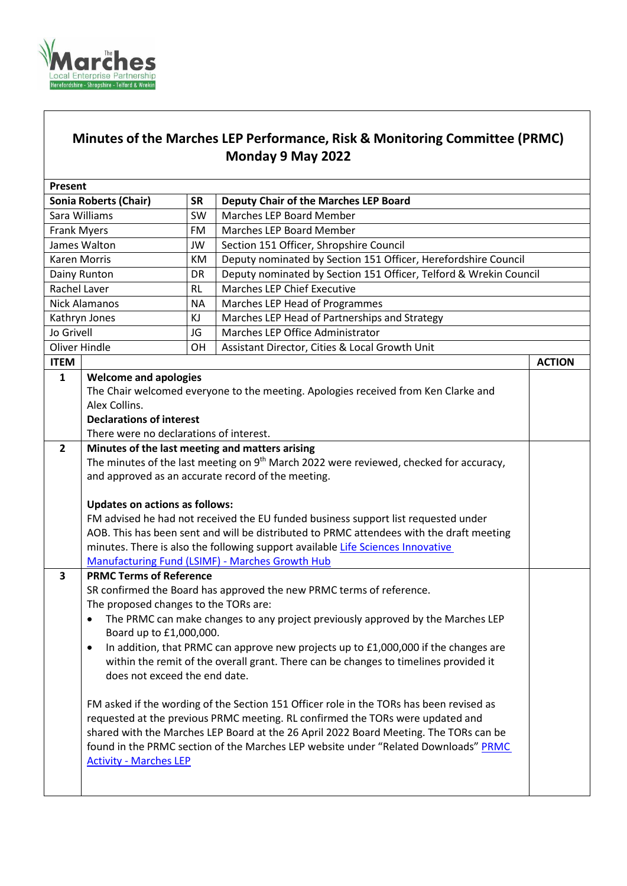# Minutes of the Marches LEP Performance, Risk & Monitoring Committee (PRMC) Monday 9 May 2022

| Present | | |
|---|---|---|
| **Sonia Roberts (Chair)** | **SR** | **Deputy Chair of the Marches LEP Board** |
| Sara Williams | SW | Marches LEP Board Member |
| Frank Myers | FM | Marches LEP Board Member |
| James Walton | JW | Section 151 Officer, Shropshire Council |
| Karen Morris | KM | Deputy nominated by Section 151 Officer, Herefordshire Council |
| Dainy Runton | DR | Deputy nominated by Section 151 Officer, Telford & Wrekin Council |
| Rachel Laver | RL | Marches LEP Chief Executive |
| Nick Alamanos | NA | Marches LEP Head of Programmes |
| Kathryn Jones | KJ | Marches LEP Head of Partnerships and Strategy |
| Jo Grivell | JG | Marches LEP Office Administrator |
| Oliver Hindle | OH | Assistant Director, Cities & Local Growth Unit |

| ITEM | | ACTION |
|---|---|---|
| **1** | **Welcome and apologies**<br>The Chair welcomed everyone to the meeting. Apologies received from Ken Clarke and Alex Collins.<br>**Declarations of interest**<br>There were no declarations of interest. | |
| **2** | **Minutes of the last meeting and matters arising**<br>The minutes of the last meeting on 9th March 2022 were reviewed, checked for accuracy, and approved as an accurate record of the meeting.<br><br>**Updates on actions as follows:**<br>FM advised he had not received the EU funded business support list requested under AOB. This has been sent and will be distributed to PRMC attendees with the draft meeting minutes. There is also the following support available [Life Sciences Innovative Manufacturing Fund (LSIMF) - Marches Growth Hub] | |
| **3** | **PRMC Terms of Reference**<br>SR confirmed the Board has approved the new PRMC terms of reference.<br>The proposed changes to the TORs are:<br>• The PRMC can make changes to any project previously approved by the Marches LEP Board up to £1,000,000.<br>• In addition, that PRMC can approve new projects up to £1,000,000 if the changes are within the remit of the overall grant. There can be changes to timelines provided it does not exceed the end date.<br><br>FM asked if the wording of the Section 151 Officer role in the TORs has been revised as requested at the previous PRMC meeting. RL confirmed the TORs were updated and shared with the Marches LEP Board at the 26 April 2022 Board Meeting. The TORs can be found in the PRMC section of the Marches LEP website under "Related Downloads" [PRMC Activity - Marches LEP] | |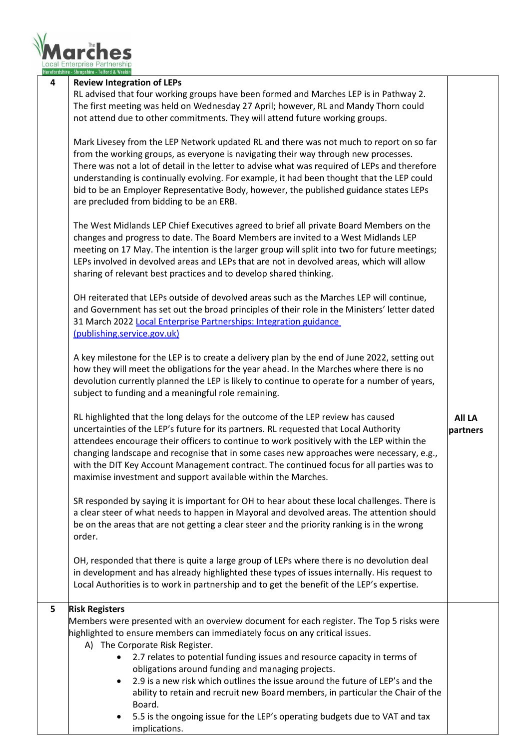| 4 | **Review Integration of LEPs**<br>RL advised that four working groups have been formed and Marches LEP is in Pathway 2. The first meeting was held on Wednesday 27 April; however, RL and Mandy Thorn could not attend due to other commitments. They will attend future working groups.<br><br>Mark Livesey from the LEP Network updated RL and there was not much to report on so far from the working groups, as everyone is navigating their way through new processes. There was not a lot of detail in the letter to advise what was required of LEPs and therefore understanding is continually evolving. For example, it had been thought that the LEP could bid to be an Employer Representative Body, however, the published guidance states LEPs are precluded from bidding to be an ERB.<br><br>The West Midlands LEP Chief Executives agreed to brief all private Board Members on the changes and progress to date. The Board Members are invited to a West Midlands LEP meeting on 17 May. The intention is the larger group will split into two for future meetings; LEPs involved in devolved areas and LEPs that are not in devolved areas, which will allow sharing of relevant best practices and to develop shared thinking.<br><br>OH reiterated that LEPs outside of devolved areas such as the Marches LEP will continue, and Government has set out the broad principles of their role in the Ministers' letter dated 31 March 2022 [Local Enterprise Partnerships: Integration guidance (publishing.service.gov.uk)]()<br><br>A key milestone for the LEP is to create a delivery plan by the end of June 2022, setting out how they will meet the obligations for the year ahead. In the Marches where there is no devolution currently planned the LEP is likely to continue to operate for a number of years, subject to funding and a meaningful role remaining.<br><br>RL highlighted that the long delays for the outcome of the LEP review has caused uncertainties of the LEP's future for its partners. RL requested that Local Authority attendees encourage their officers to continue to work positively with the LEP within the changing landscape and recognise that in some cases new approaches were necessary, e.g., with the DIT Key Account Management contract. The continued focus for all parties was to maximise investment and support available within the Marches.<br><br>SR responded by saying it is important for OH to hear about these local challenges. There is a clear steer of what needs to happen in Mayoral and devolved areas. The attention should be on the areas that are not getting a clear steer and the priority ranking is in the wrong order.<br><br>OH, responded that there is quite a large group of LEPs where there is no devolution deal in development and has already highlighted these types of issues internally. His request to Local Authorities is to work in partnership and to get the benefit of the LEP's expertise. | **All LA partners** |
|---|---|---|
| 5 | **Risk Registers**<br>Members were presented with an overview document for each register. The Top 5 risks were highlighted to ensure members can immediately focus on any critical issues.<br>A) The Corporate Risk Register.<br>• 2.7 relates to potential funding issues and resource capacity in terms of obligations around funding and managing projects.<br>• 2.9 is a new risk which outlines the issue around the future of LEP's and the ability to retain and recruit new Board members, in particular the Chair of the Board.<br>• 5.5 is the ongoing issue for the LEP's operating budgets due to VAT and tax implications. | |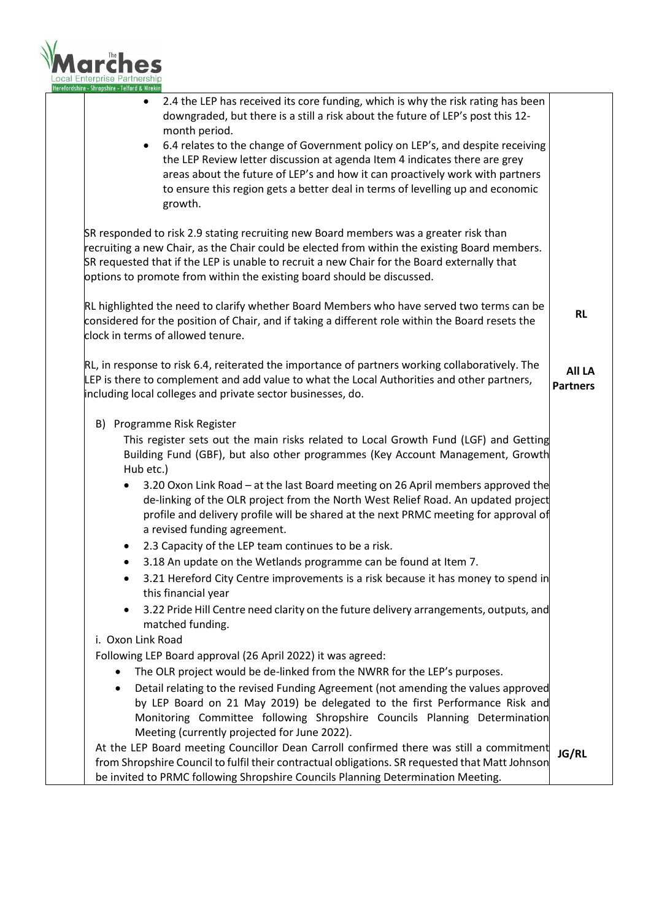| | | |
|---|---|---|
| | • 2.4 the LEP has received its core funding, which is why the risk rating has been downgraded, but there is a still a risk about the future of LEP's post this 12-month period.<br>• 6.4 relates to the change of Government policy on LEP's, and despite receiving the LEP Review letter discussion at agenda Item 4 indicates there are grey areas about the future of LEP's and how it can proactively work with partners to ensure this region gets a better deal in terms of levelling up and economic growth.<br><br>SR responded to risk 2.9 stating recruiting new Board members was a greater risk than recruiting a new Chair, as the Chair could be elected from within the existing Board members. SR requested that if the LEP is unable to recruit a new Chair for the Board externally that options to promote from within the existing board should be discussed. | |
| | RL highlighted the need to clarify whether Board Members who have served two terms can be considered for the position of Chair, and if taking a different role within the Board resets the clock in terms of allowed tenure. | **RL** |
| | RL, in response to risk 6.4, reiterated the importance of partners working collaboratively. The LEP is there to complement and add value to what the Local Authorities and other partners, including local colleges and private sector businesses, do. | **All LA Partners** |
| | B) Programme Risk Register<br>This register sets out the main risks related to Local Growth Fund (LGF) and Getting Building Fund (GBF), but also other programmes (Key Account Management, Growth Hub etc.)<br>• 3.20 Oxon Link Road – at the last Board meeting on 26 April members approved the de-linking of the OLR project from the North West Relief Road. An updated project profile and delivery profile will be shared at the next PRMC meeting for approval of a revised funding agreement.<br>• 2.3 Capacity of the LEP team continues to be a risk.<br>• 3.18 An update on the Wetlands programme can be found at Item 7.<br>• 3.21 Hereford City Centre improvements is a risk because it has money to spend in this financial year<br>• 3.22 Pride Hill Centre need clarity on the future delivery arrangements, outputs, and matched funding.<br><br>i. Oxon Link Road<br>Following LEP Board approval (26 April 2022) it was agreed:<br>• The OLR project would be de-linked from the NWRR for the LEP's purposes.<br>• Detail relating to the revised Funding Agreement (not amending the values approved by LEP Board on 21 May 2019) be delegated to the first Performance Risk and Monitoring Committee following Shropshire Councils Planning Determination Meeting (currently projected for June 2022).<br><br>At the LEP Board meeting Councillor Dean Carroll confirmed there was still a commitment from Shropshire Council to fulfil their contractual obligations. SR requested that Matt Johnson be invited to PRMC following Shropshire Councils Planning Determination Meeting. | **JG/RL** |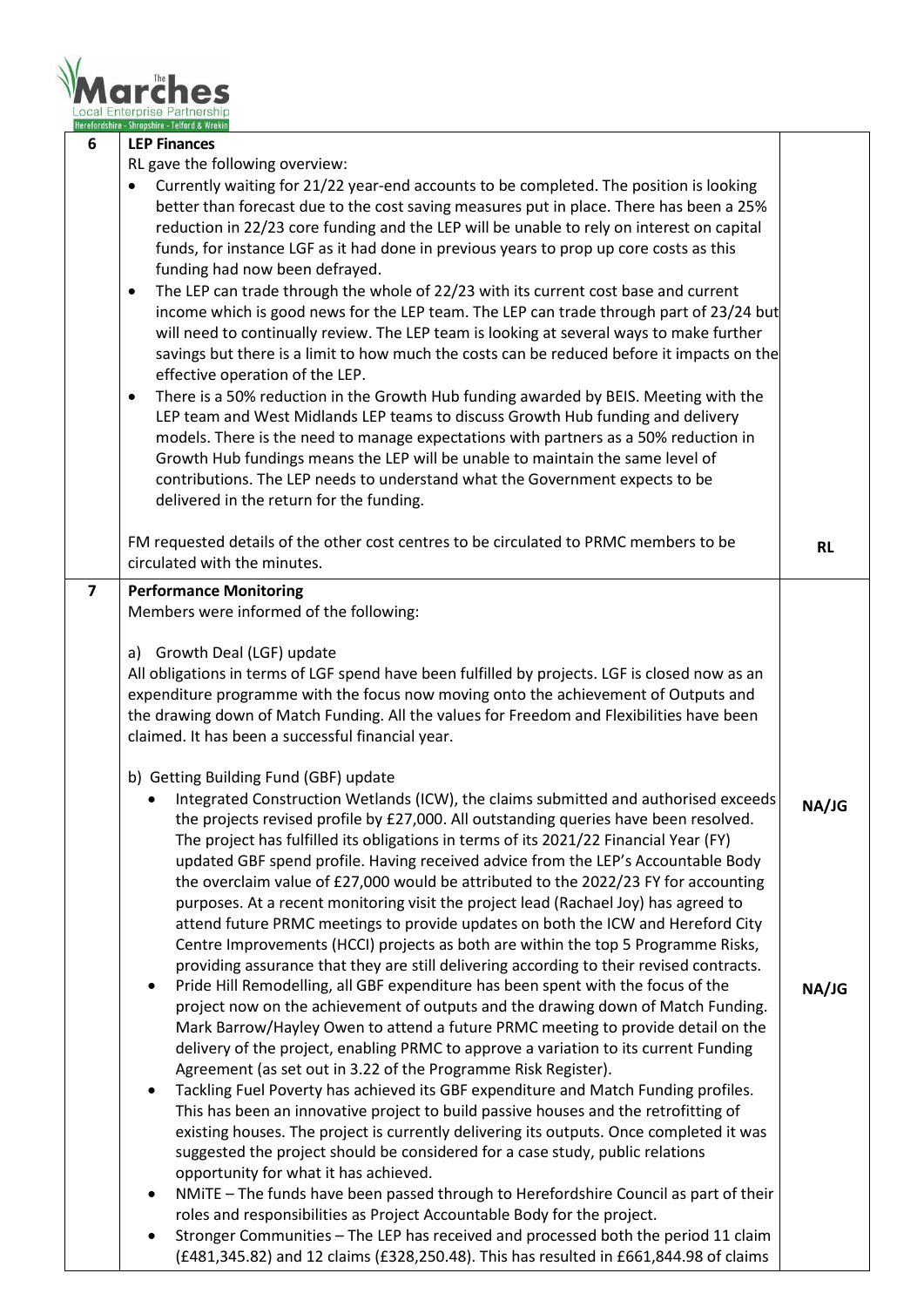| | | |
|---|---|---|
| 6 | **LEP Finances**<br>RL gave the following overview:<br>• Currently waiting for 21/22 year-end accounts to be completed. The position is looking better than forecast due to the cost saving measures put in place. There has been a 25% reduction in 22/23 core funding and the LEP will be unable to rely on interest on capital funds, for instance LGF as it had done in previous years to prop up core costs as this funding had now been defrayed.<br>• The LEP can trade through the whole of 22/23 with its current cost base and current income which is good news for the LEP team. The LEP can trade through part of 23/24 but will need to continually review. The LEP team is looking at several ways to make further savings but there is a limit to how much the costs can be reduced before it impacts on the effective operation of the LEP.<br>• There is a 50% reduction in the Growth Hub funding awarded by BEIS. Meeting with the LEP team and West Midlands LEP teams to discuss Growth Hub funding and delivery models. There is the need to manage expectations with partners as a 50% reduction in Growth Hub fundings means the LEP will be unable to maintain the same level of contributions. The LEP needs to understand what the Government expects to be delivered in the return for the funding.<br><br>FM requested details of the other cost centres to be circulated to PRMC members to be circulated with the minutes. | RL |
| 7 | **Performance Monitoring**<br>Members were informed of the following:<br><br>a) Growth Deal (LGF) update<br>All obligations in terms of LGF spend have been fulfilled by projects. LGF is closed now as an expenditure programme with the focus now moving onto the achievement of Outputs and the drawing down of Match Funding. All the values for Freedom and Flexibilities have been claimed. It has been a successful financial year.<br><br>b) Getting Building Fund (GBF) update<br>• Integrated Construction Wetlands (ICW), the claims submitted and authorised exceeds the projects revised profile by £27,000. All outstanding queries have been resolved. The project has fulfilled its obligations in terms of its 2021/22 Financial Year (FY) updated GBF spend profile. Having received advice from the LEP's Accountable Body the overclaim value of £27,000 would be attributed to the 2022/23 FY for accounting purposes. At a recent monitoring visit the project lead (Rachael Joy) has agreed to attend future PRMC meetings to provide updates on both the ICW and Hereford City Centre Improvements (HCCI) projects as both are within the top 5 Programme Risks, providing assurance that they are still delivering according to their revised contracts.<br>• Pride Hill Remodelling, all GBF expenditure has been spent with the focus of the project now on the achievement of outputs and the drawing down of Match Funding. Mark Barrow/Hayley Owen to attend a future PRMC meeting to provide detail on the delivery of the project, enabling PRMC to approve a variation to its current Funding Agreement (as set out in 3.22 of the Programme Risk Register).<br>• Tackling Fuel Poverty has achieved its GBF expenditure and Match Funding profiles. This has been an innovative project to build passive houses and the retrofitting of existing houses. The project is currently delivering its outputs. Once completed it was suggested the project should be considered for a case study, public relations opportunity for what it has achieved.<br>• NMiTE – The funds have been passed through to Herefordshire Council as part of their roles and responsibilities as Project Accountable Body for the project.<br>• Stronger Communities – The LEP has received and processed both the period 11 claim (£481,345.82) and 12 claims (£328,250.48). This has resulted in £661,844.98 of claims | NA/JG<br><br>NA/JG |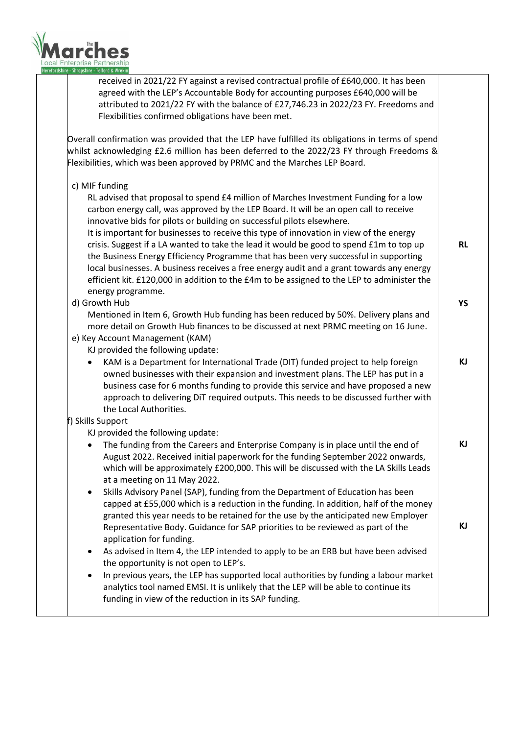| | | |
|---|---|---|
| | received in 2021/22 FY against a revised contractual profile of £640,000. It has been agreed with the LEP's Accountable Body for accounting purposes £640,000 will be attributed to 2021/22 FY with the balance of £27,746.23 in 2022/23 FY. Freedoms and Flexibilities confirmed obligations have been met.<br><br>Overall confirmation was provided that the LEP have fulfilled its obligations in terms of spend whilst acknowledging £2.6 million has been deferred to the 2022/23 FY through Freedoms & Flexibilities, which was been approved by PRMC and the Marches LEP Board.<br><br>c) MIF funding<br>RL advised that proposal to spend £4 million of Marches Investment Funding for a low carbon energy call, was approved by the LEP Board. It will be an open call to receive innovative bids for pilots or building on successful pilots elsewhere.<br>It is important for businesses to receive this type of innovation in view of the energy crisis. Suggest if a LA wanted to take the lead it would be good to spend £1m to top up the Business Energy Efficiency Programme that has been very successful in supporting local businesses. A business receives a free energy audit and a grant towards any energy efficient kit. £120,000 in addition to the £4m to be assigned to the LEP to administer the energy programme. | **RL** |
| | d) Growth Hub<br>Mentioned in Item 6, Growth Hub funding has been reduced by 50%. Delivery plans and more detail on Growth Hub finances to be discussed at next PRMC meeting on 16 June. | **YS** |
| | e) Key Account Management (KAM)<br>KJ provided the following update:<br>• KAM is a Department for International Trade (DIT) funded project to help foreign owned businesses with their expansion and investment plans. The LEP has put in a business case for 6 months funding to provide this service and have proposed a new approach to delivering DiT required outputs. This needs to be discussed further with the Local Authorities. | **KJ** |
| | f) Skills Support<br>KJ provided the following update:<br>• The funding from the Careers and Enterprise Company is in place until the end of August 2022. Received initial paperwork for the funding September 2022 onwards, which will be approximately £200,000. This will be discussed with the LA Skills Leads at a meeting on 11 May 2022. | **KJ** |
| | • Skills Advisory Panel (SAP), funding from the Department of Education has been capped at £55,000 which is a reduction in the funding. In addition, half of the money granted this year needs to be retained for the use by the anticipated new Employer Representative Body. Guidance for SAP priorities to be reviewed as part of the application for funding.<br>• As advised in Item 4, the LEP intended to apply to be an ERB but have been advised the opportunity is not open to LEP's.<br>• In previous years, the LEP has supported local authorities by funding a labour market analytics tool named EMSI. It is unlikely that the LEP will be able to continue its funding in view of the reduction in its SAP funding. | **KJ** |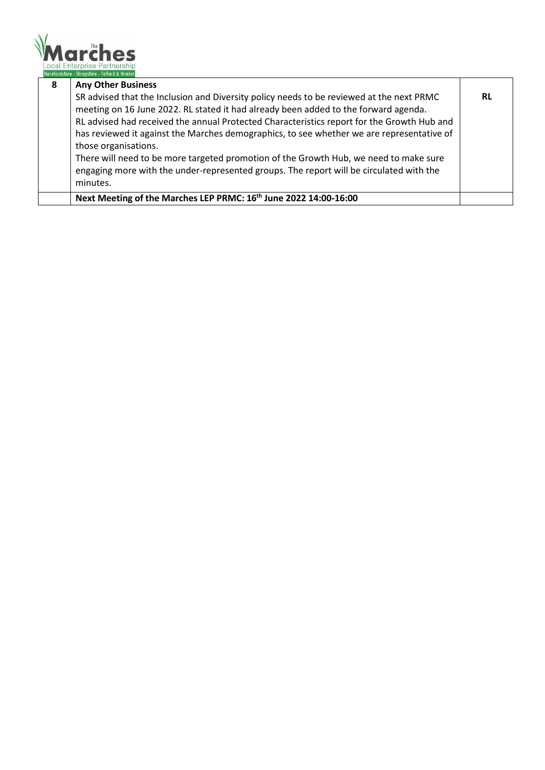| | | |
|---|---|---|
| 8 | **Any Other Business**<br>SR advised that the Inclusion and Diversity policy needs to be reviewed at the next PRMC meeting on 16 June 2022. RL stated it had already been added to the forward agenda.<br>RL advised had received the annual Protected Characteristics report for the Growth Hub and has reviewed it against the Marches demographics, to see whether we are representative of those organisations.<br>There will need to be more targeted promotion of the Growth Hub, we need to make sure engaging more with the under-represented groups. The report will be circulated with the minutes. | **RL** |
| | **Next Meeting of the Marches LEP PRMC: 16th June 2022 14:00-16:00** | |